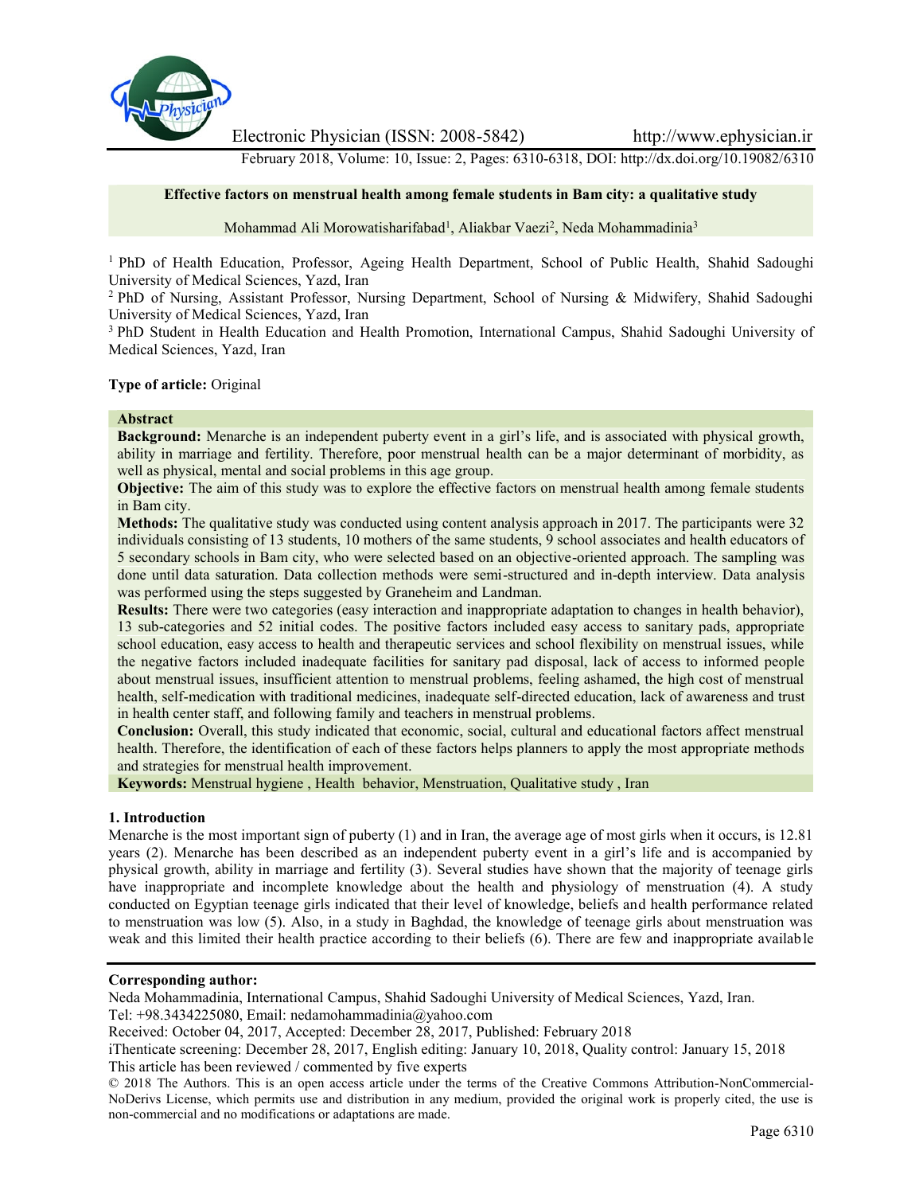# Effective factors on menstrual health among female students in Bam city: a qualitative study

Mohammad Ali Morowatisharifabad[1], Aliakbar Vaezi[2], Neda Mohammadinia[3]

[1] PhD of Health Education, Professor, Ageing Health Department, School of Public Health, Shahid Sadoughi University of Medical Sciences, Yazd, Iran

[2] PhD of Nursing, Assistant Professor, Nursing Department, School of Nursing & Midwifery, Shahid Sadoughi University of Medical Sciences, Yazd, Iran

[3] PhD Student in Health Education and Health Promotion, International Campus, Shahid Sadoughi University of Medical Sciences, Yazd, Iran

**Type of article:** Original

## Abstract

**Background:** Menarche is an independent puberty event in a girl's life, and is associated with physical growth, ability in marriage and fertility. Therefore, poor menstrual health can be a major determinant of morbidity, as well as physical, mental and social problems in this age group.

**Objective:** The aim of this study was to explore the effective factors on menstrual health among female students in Bam city.

**Methods:** The qualitative study was conducted using content analysis approach in 2017. The participants were 32 individuals consisting of 13 students, 10 mothers of the same students, 9 school associates and health educators of 5 secondary schools in Bam city, who were selected based on an objective-oriented approach. The sampling was done until data saturation. Data collection methods were semi-structured and in-depth interview. Data analysis was performed using the steps suggested by Graneheim and Landman.

**Results:** There were two categories (easy interaction and inappropriate adaptation to changes in health behavior), 13 sub-categories and 52 initial codes. The positive factors included easy access to sanitary pads, appropriate school education, easy access to health and therapeutic services and school flexibility on menstrual issues, while the negative factors included inadequate facilities for sanitary pad disposal, lack of access to informed people about menstrual issues, insufficient attention to menstrual problems, feeling ashamed, the high cost of menstrual health, self-medication with traditional medicines, inadequate self-directed education, lack of awareness and trust in health center staff, and following family and teachers in menstrual problems.

**Conclusion:** Overall, this study indicated that economic, social, cultural and educational factors affect menstrual health. Therefore, the identification of each of these factors helps planners to apply the most appropriate methods and strategies for menstrual health improvement.

**Keywords:** Menstrual hygiene , Health behavior, Menstruation, Qualitative study , Iran

## 1. Introduction

Menarche is the most important sign of puberty (1) and in Iran, the average age of most girls when it occurs, is 12.81 years (2). Menarche has been described as an independent puberty event in a girl's life and is accompanied by physical growth, ability in marriage and fertility (3). Several studies have shown that the majority of teenage girls have inappropriate and incomplete knowledge about the health and physiology of menstruation (4). A study conducted on Egyptian teenage girls indicated that their level of knowledge, beliefs and health performance related to menstruation was low (5). Also, in a study in Baghdad, the knowledge of teenage girls about menstruation was weak and this limited their health practice according to their beliefs (6). There are few and inappropriate available

**Corresponding author:**

Neda Mohammadinia, International Campus, Shahid Sadoughi University of Medical Sciences, Yazd, Iran.

Tel: +98.3434225080, Email: nedamohammadinia@yahoo.com

Received: October 04, 2017, Accepted: December 28, 2017, Published: February 2018

iThenticate screening: December 28, 2017, English editing: January 10, 2018, Quality control: January 15, 2018

This article has been reviewed / commented by five experts

© 2018 The Authors. This is an open access article under the terms of the Creative Commons Attribution-NonCommercial-NoDerivs License, which permits use and distribution in any medium, provided the original work is properly cited, the use is non-commercial and no modifications or adaptations are made.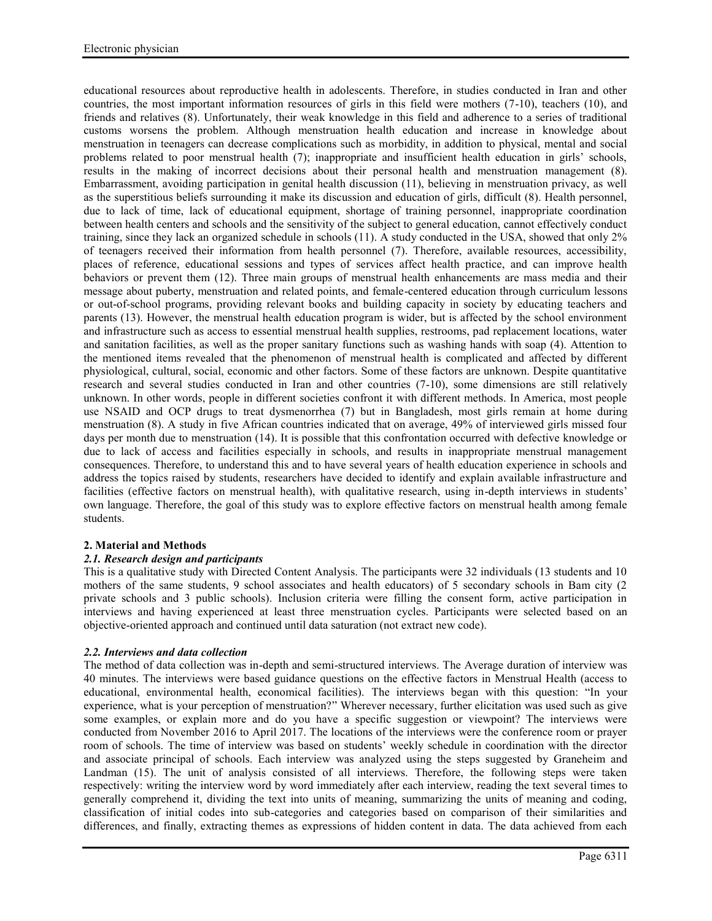educational resources about reproductive health in adolescents. Therefore, in studies conducted in Iran and other countries, the most important information resources of girls in this field were mothers (7-10), teachers (10), and friends and relatives (8). Unfortunately, their weak knowledge in this field and adherence to a series of traditional customs worsens the problem. Although menstruation health education and increase in knowledge about menstruation in teenagers can decrease complications such as morbidity, in addition to physical, mental and social problems related to poor menstrual health (7); inappropriate and insufficient health education in girls' schools, results in the making of incorrect decisions about their personal health and menstruation management (8). Embarrassment, avoiding participation in genital health discussion (11), believing in menstruation privacy, as well as the superstitious beliefs surrounding it make its discussion and education of girls, difficult (8). Health personnel, due to lack of time, lack of educational equipment, shortage of training personnel, inappropriate coordination between health centers and schools and the sensitivity of the subject to general education, cannot effectively conduct training, since they lack an organized schedule in schools (11). A study conducted in the USA, showed that only 2% of teenagers received their information from health personnel (7). Therefore, available resources, accessibility, places of reference, educational sessions and types of services affect health practice, and can improve health behaviors or prevent them (12). Three main groups of menstrual health enhancements are mass media and their message about puberty, menstruation and related points, and female-centered education through curriculum lessons or out-of-school programs, providing relevant books and building capacity in society by educating teachers and parents (13). However, the menstrual health education program is wider, but is affected by the school environment and infrastructure such as access to essential menstrual health supplies, restrooms, pad replacement locations, water and sanitation facilities, as well as the proper sanitary functions such as washing hands with soap (4). Attention to the mentioned items revealed that the phenomenon of menstrual health is complicated and affected by different physiological, cultural, social, economic and other factors. Some of these factors are unknown. Despite quantitative research and several studies conducted in Iran and other countries (7-10), some dimensions are still relatively unknown. In other words, people in different societies confront it with different methods. In America, most people use NSAID and OCP drugs to treat dysmenorrhea (7) but in Bangladesh, most girls remain at home during menstruation (8). A study in five African countries indicated that on average, 49% of interviewed girls missed four days per month due to menstruation (14). It is possible that this confrontation occurred with defective knowledge or due to lack of access and facilities especially in schools, and results in inappropriate menstrual management consequences. Therefore, to understand this and to have several years of health education experience in schools and address the topics raised by students, researchers have decided to identify and explain available infrastructure and facilities (effective factors on menstrual health), with qualitative research, using in-depth interviews in students' own language. Therefore, the goal of this study was to explore effective factors on menstrual health among female students.

## 2. Material and Methods

### *2.1. Research design and participants*

This is a qualitative study with Directed Content Analysis. The participants were 32 individuals (13 students and 10 mothers of the same students, 9 school associates and health educators) of 5 secondary schools in Bam city (2 private schools and 3 public schools). Inclusion criteria were filling the consent form, active participation in interviews and having experienced at least three menstruation cycles. Participants were selected based on an objective-oriented approach and continued until data saturation (not extract new code).

### *2.2. Interviews and data collection*

The method of data collection was in-depth and semi-structured interviews. The Average duration of interview was 40 minutes. The interviews were based guidance questions on the effective factors in Menstrual Health (access to educational, environmental health, economical facilities). The interviews began with this question: "In your experience, what is your perception of menstruation?" Wherever necessary, further elicitation was used such as give some examples, or explain more and do you have a specific suggestion or viewpoint? The interviews were conducted from November 2016 to April 2017. The locations of the interviews were the conference room or prayer room of schools. The time of interview was based on students' weekly schedule in coordination with the director and associate principal of schools. Each interview was analyzed using the steps suggested by Graneheim and Landman (15). The unit of analysis consisted of all interviews. Therefore, the following steps were taken respectively: writing the interview word by word immediately after each interview, reading the text several times to generally comprehend it, dividing the text into units of meaning, summarizing the units of meaning and coding, classification of initial codes into sub-categories and categories based on comparison of their similarities and differences, and finally, extracting themes as expressions of hidden content in data. The data achieved from each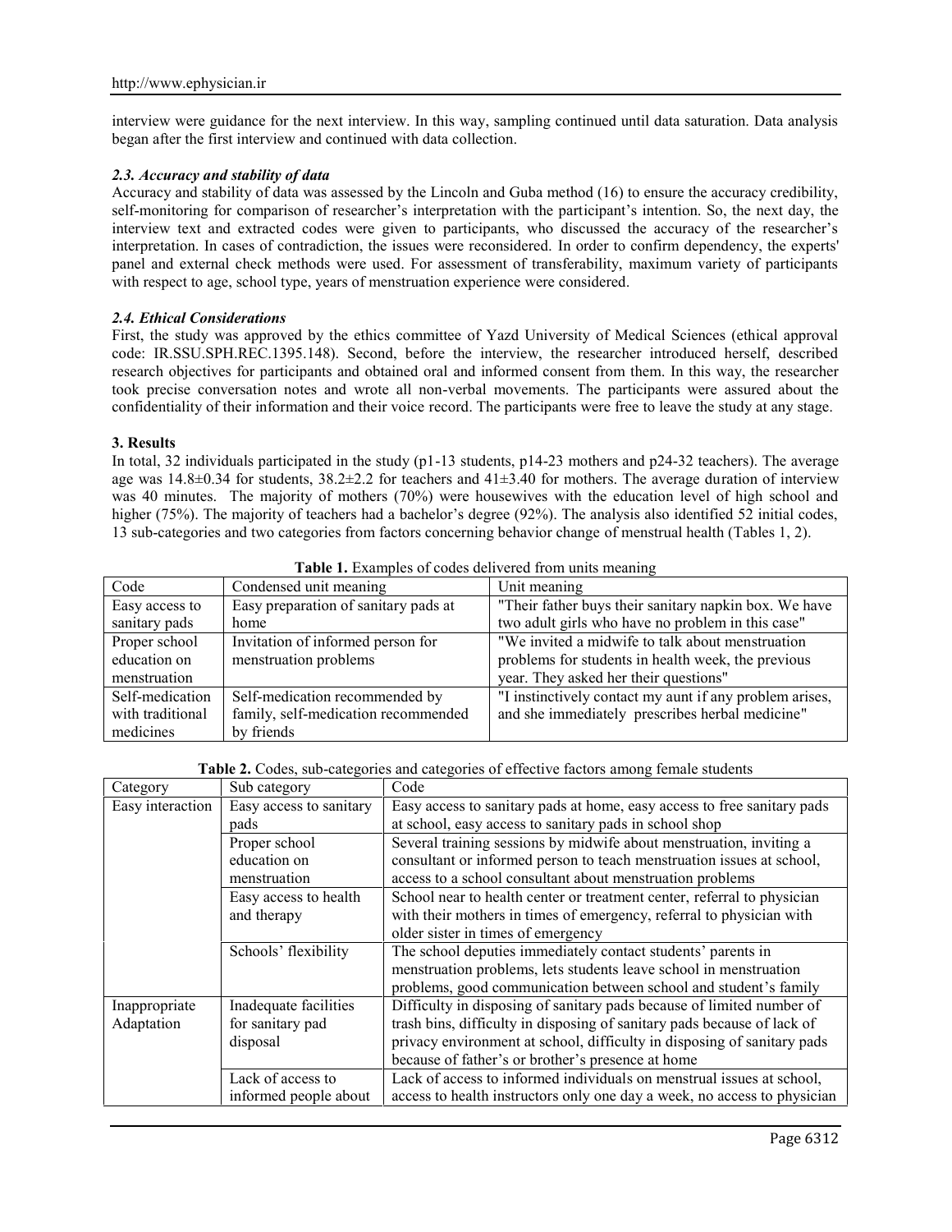interview were guidance for the next interview. In this way, sampling continued until data saturation. Data analysis began after the first interview and continued with data collection.

### *2.3. Accuracy and stability of data*

Accuracy and stability of data was assessed by the Lincoln and Guba method (16) to ensure the accuracy credibility, self-monitoring for comparison of researcher's interpretation with the participant's intention. So, the next day, the interview text and extracted codes were given to participants, who discussed the accuracy of the researcher's interpretation. In cases of contradiction, the issues were reconsidered. In order to confirm dependency, the experts' panel and external check methods were used. For assessment of transferability, maximum variety of participants with respect to age, school type, years of menstruation experience were considered.

### *2.4. Ethical Considerations*

First, the study was approved by the ethics committee of Yazd University of Medical Sciences (ethical approval code: IR.SSU.SPH.REC.1395.148). Second, before the interview, the researcher introduced herself, described research objectives for participants and obtained oral and informed consent from them. In this way, the researcher took precise conversation notes and wrote all non-verbal movements. The participants were assured about the confidentiality of their information and their voice record. The participants were free to leave the study at any stage.

## 3. Results

In total, 32 individuals participated in the study (p1-13 students, p14-23 mothers and p24-32 teachers). The average age was 14.8±0.34 for students, 38.2±2.2 for teachers and 41±3.40 for mothers. The average duration of interview was 40 minutes. The majority of mothers (70%) were housewives with the education level of high school and higher (75%). The majority of teachers had a bachelor's degree (92%). The analysis also identified 52 initial codes, 13 sub-categories and two categories from factors concerning behavior change of menstrual health (Tables 1, 2).

**Table 1.** Examples of codes delivered from units meaning

| Code | Condensed unit meaning | Unit meaning |
|---|---|---|
| Easy access to sanitary pads | Easy preparation of sanitary pads at home | "Their father buys their sanitary napkin box. We have two adult girls who have no problem in this case" |
| Proper school education on menstruation | Invitation of informed person for menstruation problems | "We invited a midwife to talk about menstruation problems for students in health week, the previous year. They asked her their questions" |
| Self-medication with traditional medicines | Self-medication recommended by family, self-medication recommended by friends | "I instinctively contact my aunt if any problem arises, and she immediately prescribes herbal medicine" |

**Table 2.** Codes, sub-categories and categories of effective factors among female students

| Category | Sub category | Code |
|---|---|---|
| Easy interaction | Easy access to sanitary pads | Easy access to sanitary pads at home, easy access to free sanitary pads at school, easy access to sanitary pads in school shop |
| | Proper school education on menstruation | Several training sessions by midwife about menstruation, inviting a consultant or informed person to teach menstruation issues at school, access to a school consultant about menstruation problems |
| | Easy access to health and therapy | School near to health center or treatment center, referral to physician with their mothers in times of emergency, referral to physician with older sister in times of emergency |
| | Schools' flexibility | The school deputies immediately contact students' parents in menstruation problems, lets students leave school in menstruation problems, good communication between school and student's family |
| Inappropriate Adaptation | Inadequate facilities for sanitary pad disposal | Difficulty in disposing of sanitary pads because of limited number of trash bins, difficulty in disposing of sanitary pads because of lack of privacy environment at school, difficulty in disposing of sanitary pads because of father's or brother's presence at home |
| | Lack of access to informed people about | Lack of access to informed individuals on menstrual issues at school, access to health instructors only one day a week, no access to physician |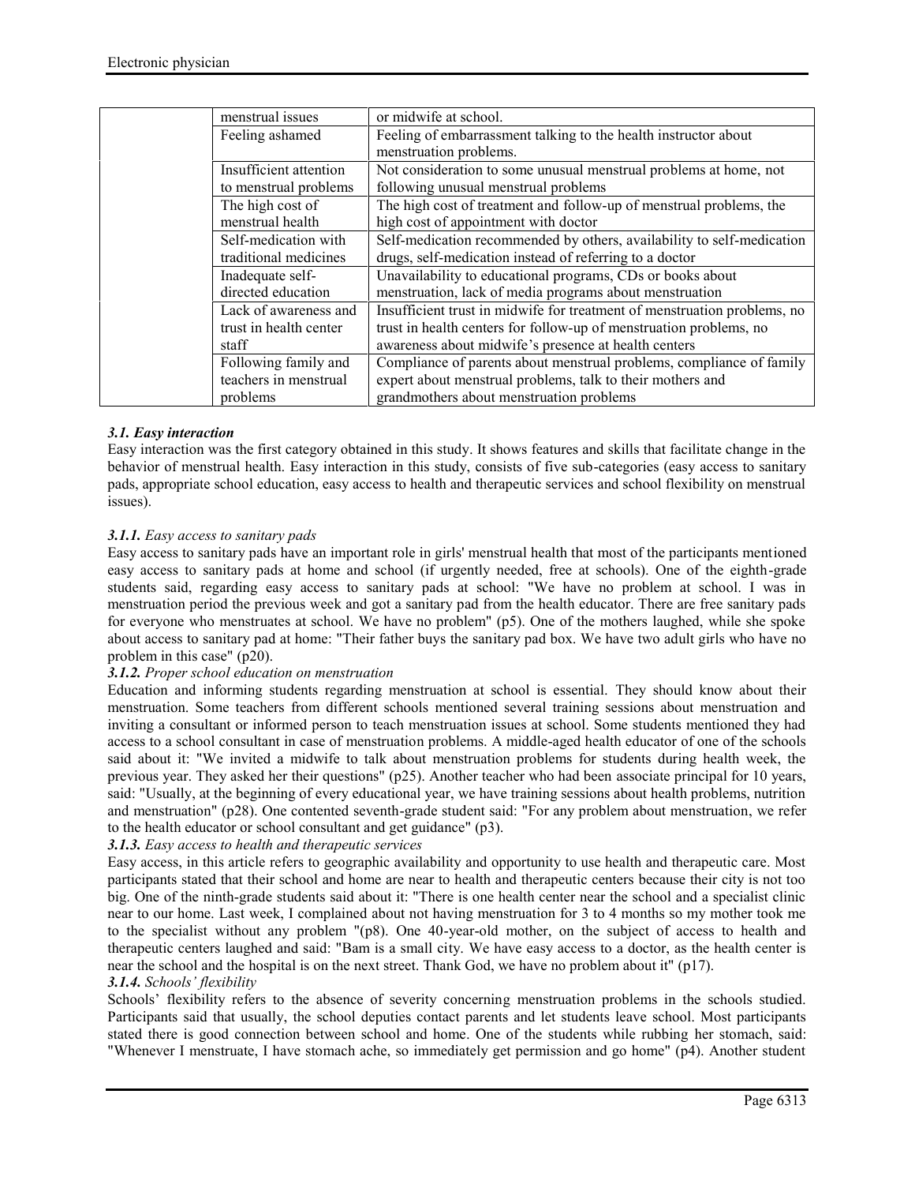| | | |
|---|---|---|
| | menstrual issues | or midwife at school. |
| | Feeling ashamed | Feeling of embarrassment talking to the health instructor about menstruation problems. |
| | Insufficient attention to menstrual problems | Not consideration to some unusual menstrual problems at home, not following unusual menstrual problems |
| | The high cost of menstrual health | The high cost of treatment and follow-up of menstrual problems, the high cost of appointment with doctor |
| | Self-medication with traditional medicines | Self-medication recommended by others, availability to self-medication drugs, self-medication instead of referring to a doctor |
| | Inadequate self-directed education | Unavailability to educational programs, CDs or books about menstruation, lack of media programs about menstruation |
| | Lack of awareness and trust in health center staff | Insufficient trust in midwife for treatment of menstruation problems, no trust in health centers for follow-up of menstruation problems, no awareness about midwife's presence at health centers |
| | Following family and teachers in menstrual problems | Compliance of parents about menstrual problems, compliance of family expert about menstrual problems, talk to their mothers and grandmothers about menstruation problems |

### *3.1. Easy interaction*

Easy interaction was the first category obtained in this study. It shows features and skills that facilitate change in the behavior of menstrual health. Easy interaction in this study, consists of five sub-categories (easy access to sanitary pads, appropriate school education, easy access to health and therapeutic services and school flexibility on menstrual issues).

#### *3.1.1. Easy access to sanitary pads*

Easy access to sanitary pads have an important role in girls' menstrual health that most of the participants mentioned easy access to sanitary pads at home and school (if urgently needed, free at schools). One of the eighth-grade students said, regarding easy access to sanitary pads at school: "We have no problem at school. I was in menstruation period the previous week and got a sanitary pad from the health educator. There are free sanitary pads for everyone who menstruates at school. We have no problem" (p5). One of the mothers laughed, while she spoke about access to sanitary pad at home: "Their father buys the sanitary pad box. We have two adult girls who have no problem in this case" (p20).

#### *3.1.2. Proper school education on menstruation*

Education and informing students regarding menstruation at school is essential. They should know about their menstruation. Some teachers from different schools mentioned several training sessions about menstruation and inviting a consultant or informed person to teach menstruation issues at school. Some students mentioned they had access to a school consultant in case of menstruation problems. A middle-aged health educator of one of the schools said about it: "We invited a midwife to talk about menstruation problems for students during health week, the previous year. They asked her their questions" (p25). Another teacher who had been associate principal for 10 years, said: "Usually, at the beginning of every educational year, we have training sessions about health problems, nutrition and menstruation" (p28). One contented seventh-grade student said: "For any problem about menstruation, we refer to the health educator or school consultant and get guidance" (p3).

#### *3.1.3. Easy access to health and therapeutic services*

Easy access, in this article refers to geographic availability and opportunity to use health and therapeutic care. Most participants stated that their school and home are near to health and therapeutic centers because their city is not too big. One of the ninth-grade students said about it: "There is one health center near the school and a specialist clinic near to our home. Last week, I complained about not having menstruation for 3 to 4 months so my mother took me to the specialist without any problem "(p8). One 40-year-old mother, on the subject of access to health and therapeutic centers laughed and said: "Bam is a small city. We have easy access to a doctor, as the health center is near the school and the hospital is on the next street. Thank God, we have no problem about it" (p17).

#### *3.1.4. Schools' flexibility*

Schools' flexibility refers to the absence of severity concerning menstruation problems in the schools studied. Participants said that usually, the school deputies contact parents and let students leave school. Most participants stated there is good connection between school and home. One of the students while rubbing her stomach, said: "Whenever I menstruate, I have stomach ache, so immediately get permission and go home" (p4). Another student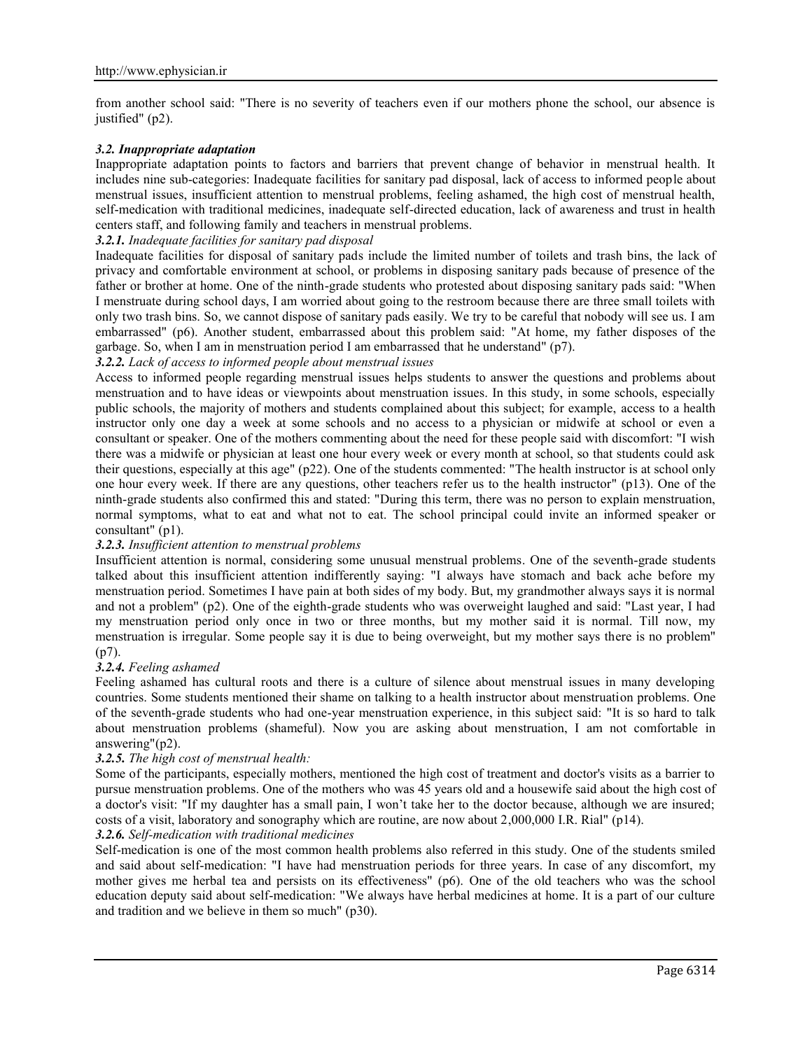from another school said: "There is no severity of teachers even if our mothers phone the school, our absence is justified" (p2).

### *3.2. Inappropriate adaptation*

Inappropriate adaptation points to factors and barriers that prevent change of behavior in menstrual health. It includes nine sub-categories: Inadequate facilities for sanitary pad disposal, lack of access to informed people about menstrual issues, insufficient attention to menstrual problems, feeling ashamed, the high cost of menstrual health, self-medication with traditional medicines, inadequate self-directed education, lack of awareness and trust in health centers staff, and following family and teachers in menstrual problems.

#### *3.2.1. Inadequate facilities for sanitary pad disposal*

Inadequate facilities for disposal of sanitary pads include the limited number of toilets and trash bins, the lack of privacy and comfortable environment at school, or problems in disposing sanitary pads because of presence of the father or brother at home. One of the ninth-grade students who protested about disposing sanitary pads said: "When I menstruate during school days, I am worried about going to the restroom because there are three small toilets with only two trash bins. So, we cannot dispose of sanitary pads easily. We try to be careful that nobody will see us. I am embarrassed" (p6). Another student, embarrassed about this problem said: "At home, my father disposes of the garbage. So, when I am in menstruation period I am embarrassed that he understand" (p7).

#### *3.2.2. Lack of access to informed people about menstrual issues*

Access to informed people regarding menstrual issues helps students to answer the questions and problems about menstruation and to have ideas or viewpoints about menstruation issues. In this study, in some schools, especially public schools, the majority of mothers and students complained about this subject; for example, access to a health instructor only one day a week at some schools and no access to a physician or midwife at school or even a consultant or speaker. One of the mothers commenting about the need for these people said with discomfort: "I wish there was a midwife or physician at least one hour every week or every month at school, so that students could ask their questions, especially at this age" (p22). One of the students commented: "The health instructor is at school only one hour every week. If there are any questions, other teachers refer us to the health instructor" (p13). One of the ninth-grade students also confirmed this and stated: "During this term, there was no person to explain menstruation, normal symptoms, what to eat and what not to eat. The school principal could invite an informed speaker or consultant" (p1).

#### *3.2.3. Insufficient attention to menstrual problems*

Insufficient attention is normal, considering some unusual menstrual problems. One of the seventh-grade students talked about this insufficient attention indifferently saying: "I always have stomach and back ache before my menstruation period. Sometimes I have pain at both sides of my body. But, my grandmother always says it is normal and not a problem" (p2). One of the eighth-grade students who was overweight laughed and said: "Last year, I had my menstruation period only once in two or three months, but my mother said it is normal. Till now, my menstruation is irregular. Some people say it is due to being overweight, but my mother says there is no problem" (p7).

#### *3.2.4. Feeling ashamed*

Feeling ashamed has cultural roots and there is a culture of silence about menstrual issues in many developing countries. Some students mentioned their shame on talking to a health instructor about menstruation problems. One of the seventh-grade students who had one-year menstruation experience, in this subject said: "It is so hard to talk about menstruation problems (shameful). Now you are asking about menstruation, I am not comfortable in answering"(p2).

#### *3.2.5. The high cost of menstrual health:*

Some of the participants, especially mothers, mentioned the high cost of treatment and doctor's visits as a barrier to pursue menstruation problems. One of the mothers who was 45 years old and a housewife said about the high cost of a doctor's visit: "If my daughter has a small pain, I won't take her to the doctor because, although we are insured; costs of a visit, laboratory and sonography which are routine, are now about 2,000,000 I.R. Rial" (p14).

#### *3.2.6. Self-medication with traditional medicines*

Self-medication is one of the most common health problems also referred in this study. One of the students smiled and said about self-medication: "I have had menstruation periods for three years. In case of any discomfort, my mother gives me herbal tea and persists on its effectiveness" (p6). One of the old teachers who was the school education deputy said about self-medication: "We always have herbal medicines at home. It is a part of our culture and tradition and we believe in them so much" (p30).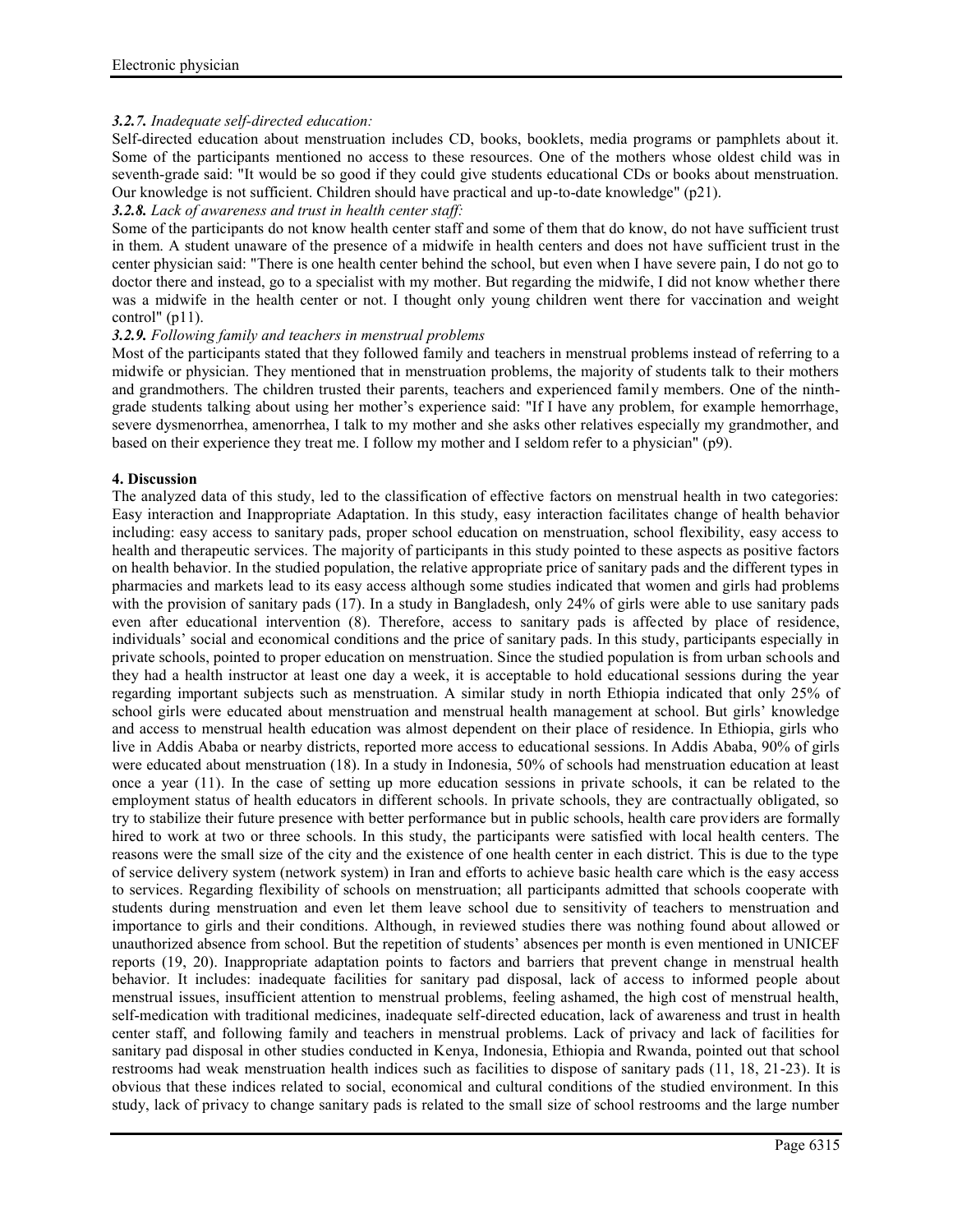#### *3.2.7. Inadequate self-directed education:*

Self-directed education about menstruation includes CD, books, booklets, media programs or pamphlets about it. Some of the participants mentioned no access to these resources. One of the mothers whose oldest child was in seventh-grade said: "It would be so good if they could give students educational CDs or books about menstruation. Our knowledge is not sufficient. Children should have practical and up-to-date knowledge" (p21).

#### *3.2.8. Lack of awareness and trust in health center staff:*

Some of the participants do not know health center staff and some of them that do know, do not have sufficient trust in them. A student unaware of the presence of a midwife in health centers and does not have sufficient trust in the center physician said: "There is one health center behind the school, but even when I have severe pain, I do not go to doctor there and instead, go to a specialist with my mother. But regarding the midwife, I did not know whether there was a midwife in the health center or not. I thought only young children went there for vaccination and weight control" (p11).

#### *3.2.9. Following family and teachers in menstrual problems*

Most of the participants stated that they followed family and teachers in menstrual problems instead of referring to a midwife or physician. They mentioned that in menstruation problems, the majority of students talk to their mothers and grandmothers. The children trusted their parents, teachers and experienced family members. One of the ninth-grade students talking about using her mother's experience said: "If I have any problem, for example hemorrhage, severe dysmenorrhea, amenorrhea, I talk to my mother and she asks other relatives especially my grandmother, and based on their experience they treat me. I follow my mother and I seldom refer to a physician" (p9).

## 4. Discussion

The analyzed data of this study, led to the classification of effective factors on menstrual health in two categories: Easy interaction and Inappropriate Adaptation. In this study, easy interaction facilitates change of health behavior including: easy access to sanitary pads, proper school education on menstruation, school flexibility, easy access to health and therapeutic services. The majority of participants in this study pointed to these aspects as positive factors on health behavior. In the studied population, the relative appropriate price of sanitary pads and the different types in pharmacies and markets lead to its easy access although some studies indicated that women and girls had problems with the provision of sanitary pads (17). In a study in Bangladesh, only 24% of girls were able to use sanitary pads even after educational intervention (8). Therefore, access to sanitary pads is affected by place of residence, individuals' social and economical conditions and the price of sanitary pads. In this study, participants especially in private schools, pointed to proper education on menstruation. Since the studied population is from urban schools and they had a health instructor at least one day a week, it is acceptable to hold educational sessions during the year regarding important subjects such as menstruation. A similar study in north Ethiopia indicated that only 25% of school girls were educated about menstruation and menstrual health management at school. But girls' knowledge and access to menstrual health education was almost dependent on their place of residence. In Ethiopia, girls who live in Addis Ababa or nearby districts, reported more access to educational sessions. In Addis Ababa, 90% of girls were educated about menstruation (18). In a study in Indonesia, 50% of schools had menstruation education at least once a year (11). In the case of setting up more education sessions in private schools, it can be related to the employment status of health educators in different schools. In private schools, they are contractually obligated, so try to stabilize their future presence with better performance but in public schools, health care providers are formally hired to work at two or three schools. In this study, the participants were satisfied with local health centers. The reasons were the small size of the city and the existence of one health center in each district. This is due to the type of service delivery system (network system) in Iran and efforts to achieve basic health care which is the easy access to services. Regarding flexibility of schools on menstruation; all participants admitted that schools cooperate with students during menstruation and even let them leave school due to sensitivity of teachers to menstruation and importance to girls and their conditions. Although, in reviewed studies there was nothing found about allowed or unauthorized absence from school. But the repetition of students' absences per month is even mentioned in UNICEF reports (19, 20). Inappropriate adaptation points to factors and barriers that prevent change in menstrual health behavior. It includes: inadequate facilities for sanitary pad disposal, lack of access to informed people about menstrual issues, insufficient attention to menstrual problems, feeling ashamed, the high cost of menstrual health, self-medication with traditional medicines, inadequate self-directed education, lack of awareness and trust in health center staff, and following family and teachers in menstrual problems. Lack of privacy and lack of facilities for sanitary pad disposal in other studies conducted in Kenya, Indonesia, Ethiopia and Rwanda, pointed out that school restrooms had weak menstruation health indices such as facilities to dispose of sanitary pads (11, 18, 21-23). It is obvious that these indices related to social, economical and cultural conditions of the studied environment. In this study, lack of privacy to change sanitary pads is related to the small size of school restrooms and the large number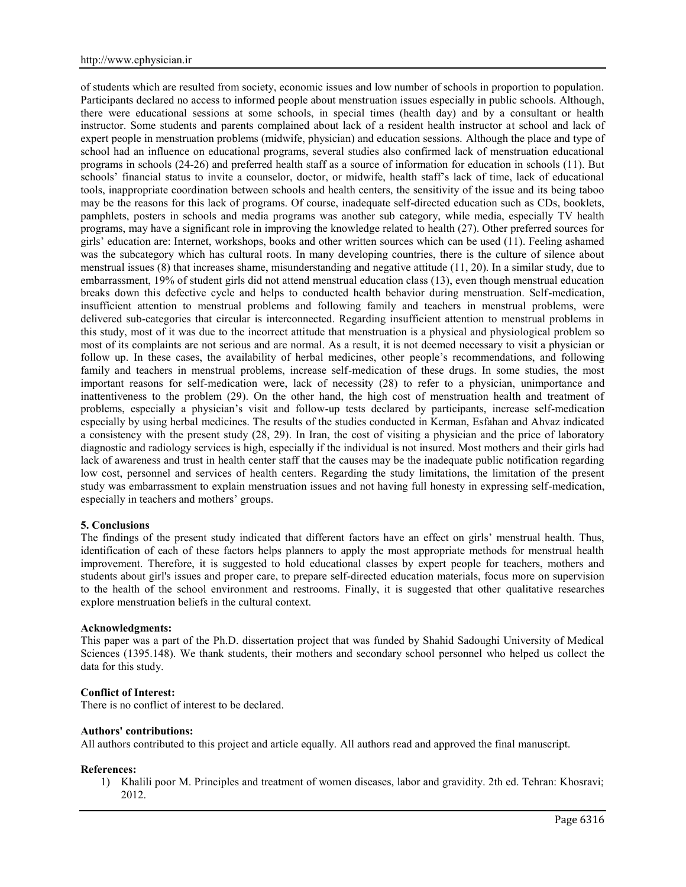of students which are resulted from society, economic issues and low number of schools in proportion to population. Participants declared no access to informed people about menstruation issues especially in public schools. Although, there were educational sessions at some schools, in special times (health day) and by a consultant or health instructor. Some students and parents complained about lack of a resident health instructor at school and lack of expert people in menstruation problems (midwife, physician) and education sessions. Although the place and type of school had an influence on educational programs, several studies also confirmed lack of menstruation educational programs in schools (24-26) and preferred health staff as a source of information for education in schools (11). But schools' financial status to invite a counselor, doctor, or midwife, health staff's lack of time, lack of educational tools, inappropriate coordination between schools and health centers, the sensitivity of the issue and its being taboo may be the reasons for this lack of programs. Of course, inadequate self-directed education such as CDs, booklets, pamphlets, posters in schools and media programs was another sub category, while media, especially TV health programs, may have a significant role in improving the knowledge related to health (27). Other preferred sources for girls' education are: Internet, workshops, books and other written sources which can be used (11). Feeling ashamed was the subcategory which has cultural roots. In many developing countries, there is the culture of silence about menstrual issues (8) that increases shame, misunderstanding and negative attitude (11, 20). In a similar study, due to embarrassment, 19% of student girls did not attend menstrual education class (13), even though menstrual education breaks down this defective cycle and helps to conducted health behavior during menstruation. Self-medication, insufficient attention to menstrual problems and following family and teachers in menstrual problems, were delivered sub-categories that circular is interconnected. Regarding insufficient attention to menstrual problems in this study, most of it was due to the incorrect attitude that menstruation is a physical and physiological problem so most of its complaints are not serious and are normal. As a result, it is not deemed necessary to visit a physician or follow up. In these cases, the availability of herbal medicines, other people's recommendations, and following family and teachers in menstrual problems, increase self-medication of these drugs. In some studies, the most important reasons for self-medication were, lack of necessity (28) to refer to a physician, unimportance and inattentiveness to the problem (29). On the other hand, the high cost of menstruation health and treatment of problems, especially a physician's visit and follow-up tests declared by participants, increase self-medication especially by using herbal medicines. The results of the studies conducted in Kerman, Esfahan and Ahvaz indicated a consistency with the present study (28, 29). In Iran, the cost of visiting a physician and the price of laboratory diagnostic and radiology services is high, especially if the individual is not insured. Most mothers and their girls had lack of awareness and trust in health center staff that the causes may be the inadequate public notification regarding low cost, personnel and services of health centers. Regarding the study limitations, the limitation of the present study was embarrassment to explain menstruation issues and not having full honesty in expressing self-medication, especially in teachers and mothers' groups.

## 5. Conclusions

The findings of the present study indicated that different factors have an effect on girls' menstrual health. Thus, identification of each of these factors helps planners to apply the most appropriate methods for menstrual health improvement. Therefore, it is suggested to hold educational classes by expert people for teachers, mothers and students about girl's issues and proper care, to prepare self-directed education materials, focus more on supervision to the health of the school environment and restrooms. Finally, it is suggested that other qualitative researches explore menstruation beliefs in the cultural context.

**Acknowledgments:**

This paper was a part of the Ph.D. dissertation project that was funded by Shahid Sadoughi University of Medical Sciences (1395.148). We thank students, their mothers and secondary school personnel who helped us collect the data for this study.

**Conflict of Interest:**

There is no conflict of interest to be declared.

**Authors' contributions:**

All authors contributed to this project and article equally. All authors read and approved the final manuscript.

**References:**

1) Khalili poor M. Principles and treatment of women diseases, labor and gravidity. 2th ed. Tehran: Khosravi; 2012.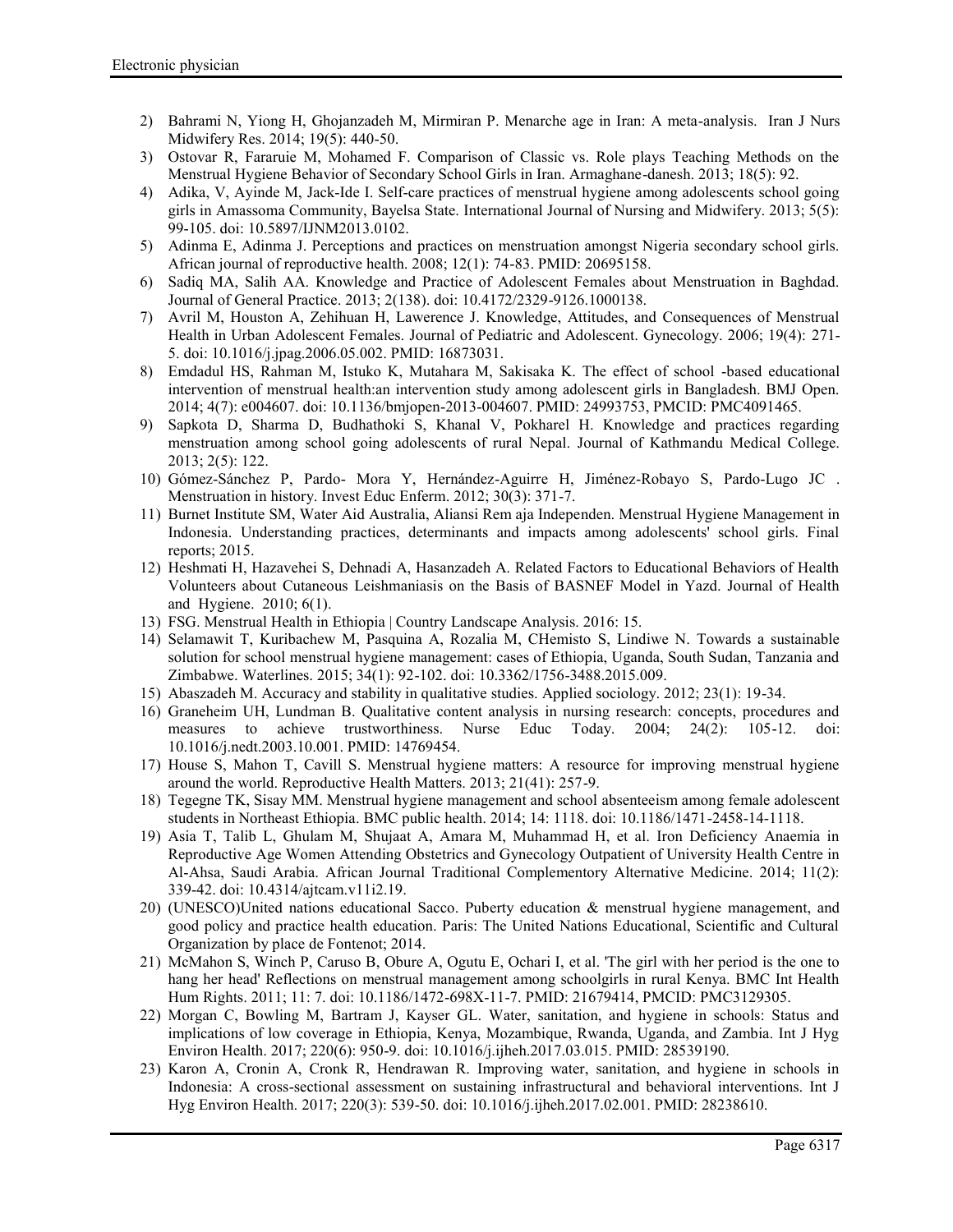2) Bahrami N, Yiong H, Ghojanzadeh M, Mirmiran P. Menarche age in Iran: A meta-analysis. Iran J Nurs Midwifery Res. 2014; 19(5): 440-50.
3) Ostovar R, Fararuie M, Mohamed F. Comparison of Classic vs. Role plays Teaching Methods on the Menstrual Hygiene Behavior of Secondary School Girls in Iran. Armaghane-danesh. 2013; 18(5): 92.
4) Adika, V, Ayinde M, Jack-Ide I. Self-care practices of menstrual hygiene among adolescents school going girls in Amassoma Community, Bayelsa State. International Journal of Nursing and Midwifery. 2013; 5(5): 99-105. doi: 10.5897/IJNM2013.0102.
5) Adinma E, Adinma J. Perceptions and practices on menstruation amongst Nigeria secondary school girls. African journal of reproductive health. 2008; 12(1): 74-83. PMID: 20695158.
6) Sadiq MA, Salih AA. Knowledge and Practice of Adolescent Females about Menstruation in Baghdad. Journal of General Practice. 2013; 2(138). doi: 10.4172/2329-9126.1000138.
7) Avril M, Houston A, Zehihuan H, Lawerence J. Knowledge, Attitudes, and Consequences of Menstrual Health in Urban Adolescent Females. Journal of Pediatric and Adolescent. Gynecology. 2006; 19(4): 271-5. doi: 10.1016/j.jpag.2006.05.002. PMID: 16873031.
8) Emdadul HS, Rahman M, Istuko K, Mutahara M, Sakisaka K. The effect of school -based educational intervention of menstrual health:an intervention study among adolescent girls in Bangladesh. BMJ Open. 2014; 4(7): e004607. doi: 10.1136/bmjopen-2013-004607. PMID: 24993753, PMCID: PMC4091465.
9) Sapkota D, Sharma D, Budhathoki S, Khanal V, Pokharel H. Knowledge and practices regarding menstruation among school going adolescents of rural Nepal. Journal of Kathmandu Medical College. 2013; 2(5): 122.
10) Gómez-Sánchez P, Pardo- Mora Y, Hernández-Aguirre H, Jiménez-Robayo S, Pardo-Lugo JC . Menstruation in history. Invest Educ Enferm. 2012; 30(3): 371-7.
11) Burnet Institute SM, Water Aid Australia, Aliansi Rem aja Independen. Menstrual Hygiene Management in Indonesia. Understanding practices, determinants and impacts among adolescents' school girls. Final reports; 2015.
12) Heshmati H, Hazavehei S, Dehnadi A, Hasanzadeh A. Related Factors to Educational Behaviors of Health Volunteers about Cutaneous Leishmaniasis on the Basis of BASNEF Model in Yazd. Journal of Health and Hygiene. 2010; 6(1).
13) FSG. Menstrual Health in Ethiopia | Country Landscape Analysis. 2016: 15.
14) Selamawit T, Kuribachew M, Pasquina A, Rozalia M, CHemisto S, Lindiwe N. Towards a sustainable solution for school menstrual hygiene management: cases of Ethiopia, Uganda, South Sudan, Tanzania and Zimbabwe. Waterlines. 2015; 34(1): 92-102. doi: 10.3362/1756-3488.2015.009.
15) Abaszadeh M. Accuracy and stability in qualitative studies. Applied sociology. 2012; 23(1): 19-34.
16) Graneheim UH, Lundman B. Qualitative content analysis in nursing research: concepts, procedures and measures to achieve trustworthiness. Nurse Educ Today. 2004; 24(2): 105-12. doi: 10.1016/j.nedt.2003.10.001. PMID: 14769454.
17) House S, Mahon T, Cavill S. Menstrual hygiene matters: A resource for improving menstrual hygiene around the world. Reproductive Health Matters. 2013; 21(41): 257-9.
18) Tegegne TK, Sisay MM. Menstrual hygiene management and school absenteeism among female adolescent students in Northeast Ethiopia. BMC public health. 2014; 14: 1118. doi: 10.1186/1471-2458-14-1118.
19) Asia T, Talib L, Ghulam M, Shujaat A, Amara M, Muhammad H, et al. Iron Deficiency Anaemia in Reproductive Age Women Attending Obstetrics and Gynecology Outpatient of University Health Centre in Al-Ahsa, Saudi Arabia. African Journal Traditional Complementory Alternative Medicine. 2014; 11(2): 339-42. doi: 10.4314/ajtcam.v11i2.19.
20) (UNESCO)United nations educational Sacco. Puberty education & menstrual hygiene management, and good policy and practice health education. Paris: The United Nations Educational, Scientific and Cultural Organization by place de Fontenot; 2014.
21) McMahon S, Winch P, Caruso B, Obure A, Ogutu E, Ochari I, et al. 'The girl with her period is the one to hang her head' Reflections on menstrual management among schoolgirls in rural Kenya. BMC Int Health Hum Rights. 2011; 11: 7. doi: 10.1186/1472-698X-11-7. PMID: 21679414, PMCID: PMC3129305.
22) Morgan C, Bowling M, Bartram J, Kayser GL. Water, sanitation, and hygiene in schools: Status and implications of low coverage in Ethiopia, Kenya, Mozambique, Rwanda, Uganda, and Zambia. Int J Hyg Environ Health. 2017; 220(6): 950-9. doi: 10.1016/j.ijheh.2017.03.015. PMID: 28539190.
23) Karon A, Cronin A, Cronk R, Hendrawan R. Improving water, sanitation, and hygiene in schools in Indonesia: A cross-sectional assessment on sustaining infrastructural and behavioral interventions. Int J Hyg Environ Health. 2017; 220(3): 539-50. doi: 10.1016/j.ijheh.2017.02.001. PMID: 28238610.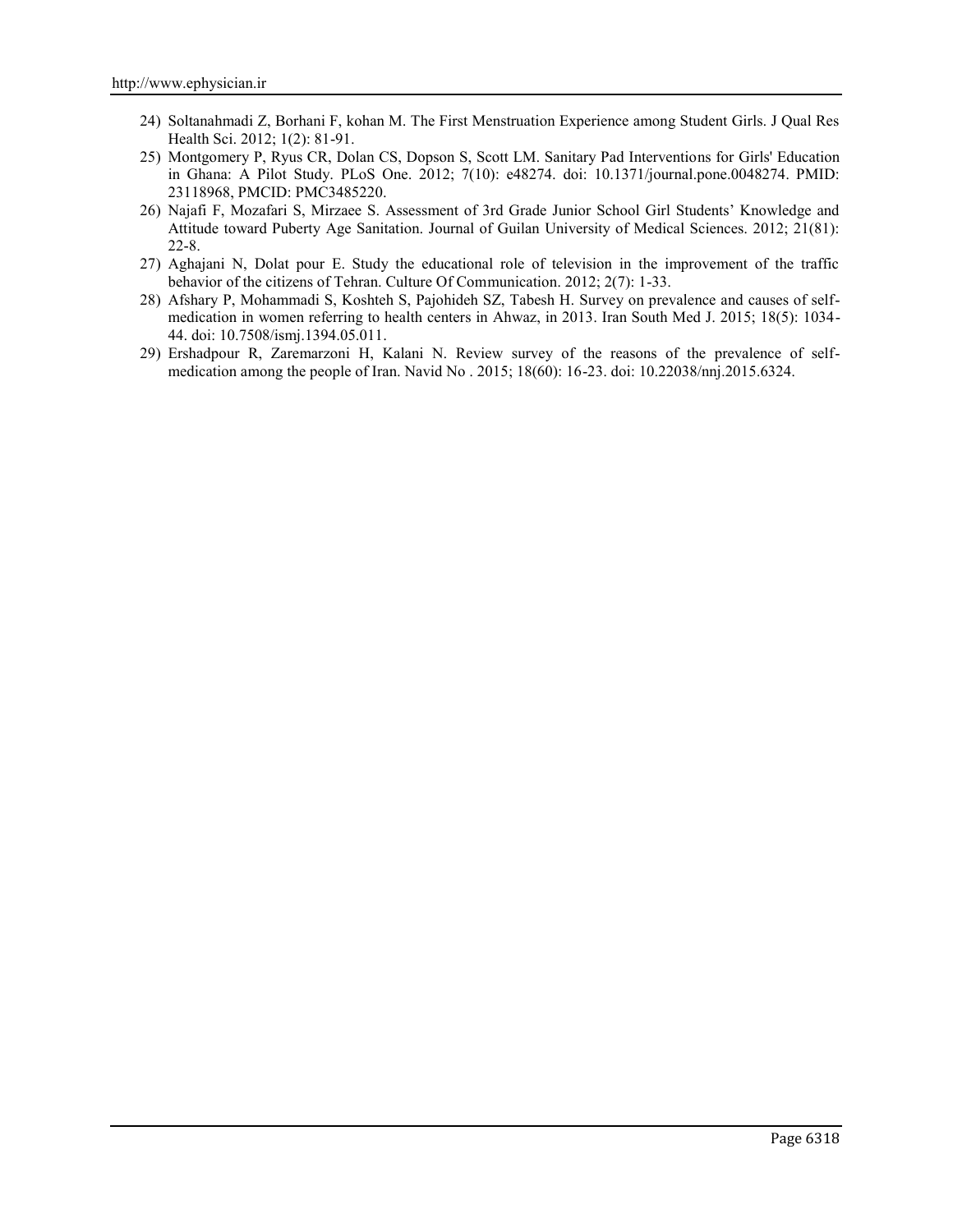24) Soltanahmadi Z, Borhani F, kohan M. The First Menstruation Experience among Student Girls. J Qual Res Health Sci. 2012; 1(2): 81-91.
25) Montgomery P, Ryus CR, Dolan CS, Dopson S, Scott LM. Sanitary Pad Interventions for Girls' Education in Ghana: A Pilot Study. PLoS One. 2012; 7(10): e48274. doi: 10.1371/journal.pone.0048274. PMID: 23118968, PMCID: PMC3485220.
26) Najafi F, Mozafari S, Mirzaee S. Assessment of 3rd Grade Junior School Girl Students' Knowledge and Attitude toward Puberty Age Sanitation. Journal of Guilan University of Medical Sciences. 2012; 21(81): 22-8.
27) Aghajani N, Dolat pour E. Study the educational role of television in the improvement of the traffic behavior of the citizens of Tehran. Culture Of Communication. 2012; 2(7): 1-33.
28) Afshary P, Mohammadi S, Koshteh S, Pajohideh SZ, Tabesh H. Survey on prevalence and causes of self-medication in women referring to health centers in Ahwaz, in 2013. Iran South Med J. 2015; 18(5): 1034-44. doi: 10.7508/ismj.1394.05.011.
29) Ershadpour R, Zaremarzoni H, Kalani N. Review survey of the reasons of the prevalence of self-medication among the people of Iran. Navid No . 2015; 18(60): 16-23. doi: 10.22038/nnj.2015.6324.